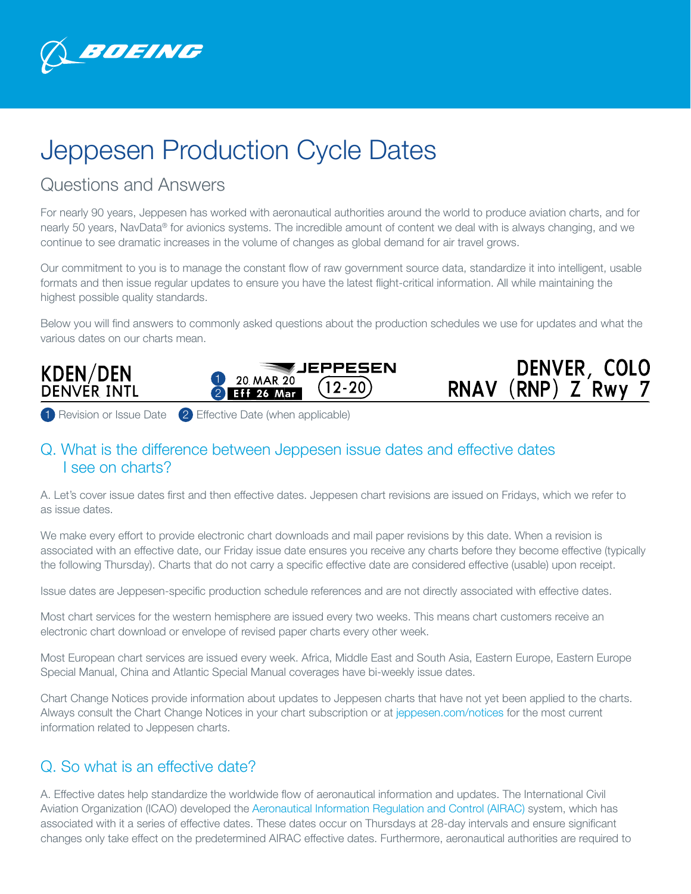BOEING

# Jeppesen Production Cycle Dates

## Questions and Answers

For nearly 90 years, Jeppesen has worked with aeronautical authorities around the world to produce aviation charts, and for nearly 50 years, NavData® for avionics systems. The incredible amount of content we deal with is always changing, and we continue to see dramatic increases in the volume of changes as global demand for air travel grows.

Our commitment to you is to manage the constant flow of raw government source data, standardize it into intelligent, usable formats and then issue regular updates to ensure you have the latest flight-critical information. All while maintaining the highest possible quality standards.

Below you will find answers to commonly asked questions about the production schedules we use for updates and what the various dates on our charts mean.

KDEN/DEN DENVER INTL | ① 20 MAR 20 ② Eff 26 Mar | JEPPESEN (12-20) | DENVER, COLO RNAV (RNP) Z Rwy 7

① Revision or Issue Date ② Effective Date (when applicable)

### Q. What is the difference between Jeppesen issue dates and effective dates I see on charts?

A. Let's cover issue dates first and then effective dates. Jeppesen chart revisions are issued on Fridays, which we refer to as issue dates.

We make every effort to provide electronic chart downloads and mail paper revisions by this date. When a revision is associated with an effective date, our Friday issue date ensures you receive any charts before they become effective (typically the following Thursday). Charts that do not carry a specific effective date are considered effective (usable) upon receipt.

Issue dates are Jeppesen-specific production schedule references and are not directly associated with effective dates.

Most chart services for the western hemisphere are issued every two weeks. This means chart customers receive an electronic chart download or envelope of revised paper charts every other week.

Most European chart services are issued every week. Africa, Middle East and South Asia, Eastern Europe, Eastern Europe Special Manual, China and Atlantic Special Manual coverages have bi-weekly issue dates.

Chart Change Notices provide information about updates to Jeppesen charts that have not yet been applied to the charts. Always consult the Chart Change Notices in your chart subscription or at jeppesen.com/notices for the most current information related to Jeppesen charts.

### Q. So what is an effective date?

A. Effective dates help standardize the worldwide flow of aeronautical information and updates. The International Civil Aviation Organization (ICAO) developed the Aeronautical Information Regulation and Control (AIRAC) system, which has associated with it a series of effective dates. These dates occur on Thursdays at 28-day intervals and ensure significant changes only take effect on the predetermined AIRAC effective dates. Furthermore, aeronautical authorities are required to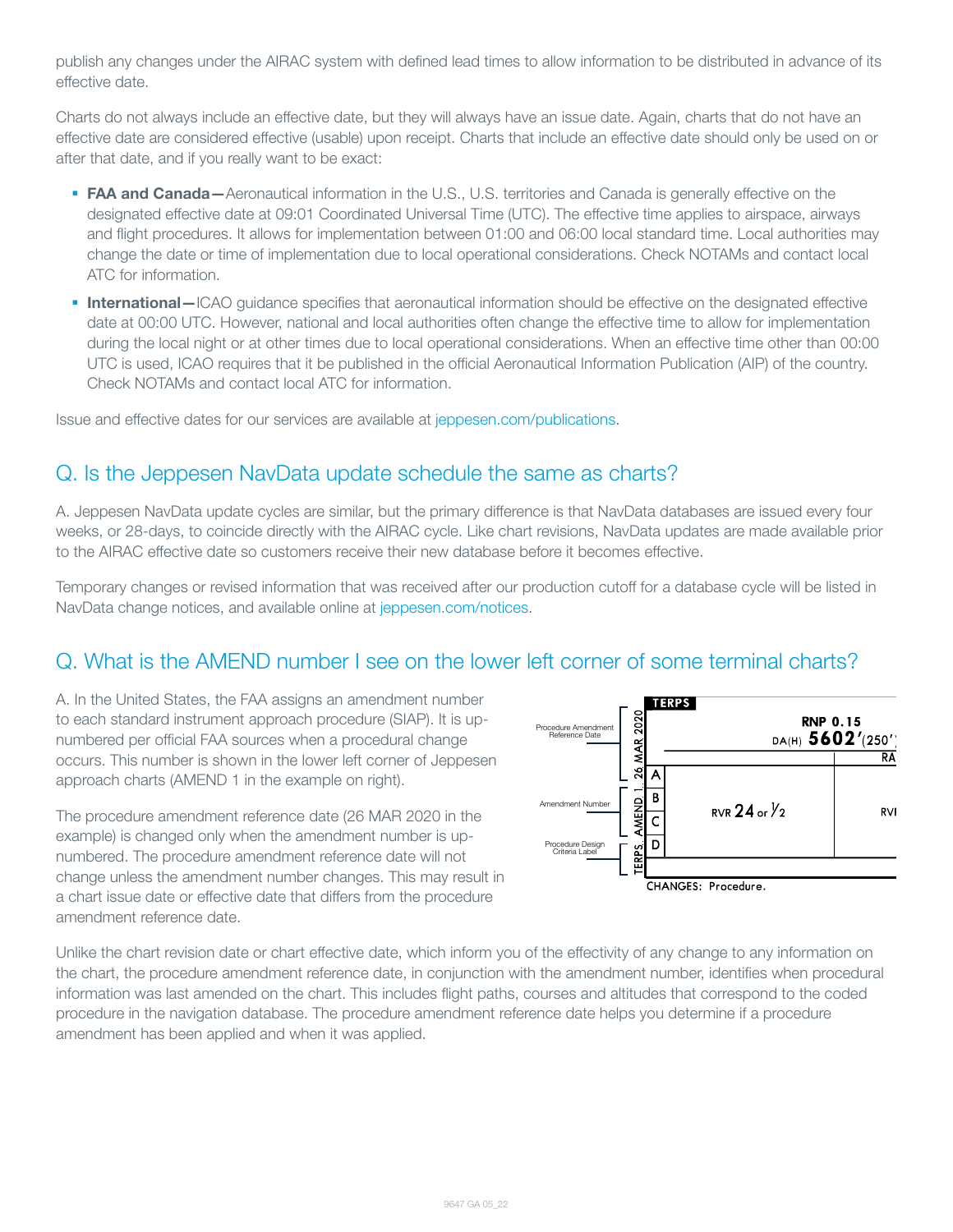publish any changes under the AIRAC system with defined lead times to allow information to be distributed in advance of its effective date.

Charts do not always include an effective date, but they will always have an issue date. Again, charts that do not have an effective date are considered effective (usable) upon receipt. Charts that include an effective date should only be used on or after that date, and if you really want to be exact:

- **FAA and Canada—**Aeronautical information in the U.S., U.S. territories and Canada is generally effective on the designated effective date at 09:01 Coordinated Universal Time (UTC). The effective time applies to airspace, airways and flight procedures. It allows for implementation between 01:00 and 06:00 local standard time. Local authorities may change the date or time of implementation due to local operational considerations. Check NOTAMs and contact local ATC for information.
- **International—**ICAO guidance specifies that aeronautical information should be effective on the designated effective date at 00:00 UTC. However, national and local authorities often change the effective time to allow for implementation during the local night or at other times due to local operational considerations. When an effective time other than 00:00 UTC is used, ICAO requires that it be published in the official Aeronautical Information Publication (AIP) of the country. Check NOTAMs and contact local ATC for information.

Issue and effective dates for our services are available at jeppesen.com/publications.

## Q. Is the Jeppesen NavData update schedule the same as charts?

A. Jeppesen NavData update cycles are similar, but the primary difference is that NavData databases are issued every four weeks, or 28-days, to coincide directly with the AIRAC cycle. Like chart revisions, NavData updates are made available prior to the AIRAC effective date so customers receive their new database before it becomes effective.

Temporary changes or revised information that was received after our production cutoff for a database cycle will be listed in NavData change notices, and available online at jeppesen.com/notices.

## Q. What is the AMEND number I see on the lower left corner of some terminal charts?

A. In the United States, the FAA assigns an amendment number to each standard instrument approach procedure (SIAP). It is up-numbered per official FAA sources when a procedural change occurs. This number is shown in the lower left corner of Jeppesen approach charts (AMEND 1 in the example on right).

The procedure amendment reference date (26 MAR 2020 in the example) is changed only when the amendment number is up-numbered. The procedure amendment reference date will not change unless the amendment number changes. This may result in a chart issue date or effective date that differs from the procedure amendment reference date.

Procedure Amendment Reference Date

Amendment Number

Procedure Design Criteria Label

TERPS. AMEND 1. 26 MAR 2020

TERPS

RNP 0.15

DA(H) 5602′(250′)

RA

A

B

C

D

RVR 24 or ½

RVI

CHANGES: Procedure.

Unlike the chart revision date or chart effective date, which inform you of the effectivity of any change to any information on the chart, the procedure amendment reference date, in conjunction with the amendment number, identifies when procedural information was last amended on the chart. This includes flight paths, courses and altitudes that correspond to the coded procedure in the navigation database. The procedure amendment reference date helps you determine if a procedure amendment has been applied and when it was applied.

9647 GA 05_22